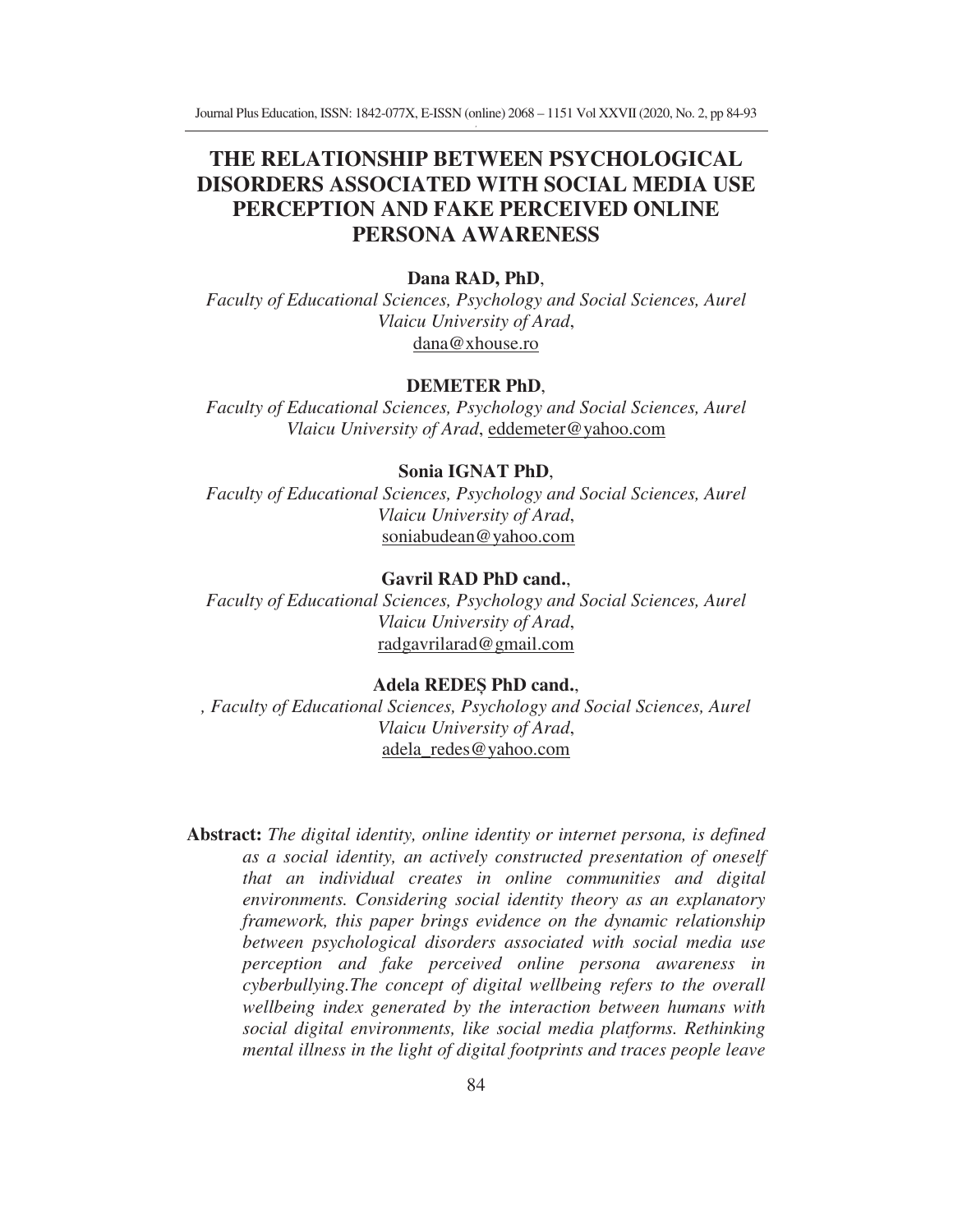# THE RELATIONSHIP BETWEEN PSYCHOLOGICAL DISORDERS ASSOCIATED WITH SOCIAL MEDIA USE PERCEPTION AND FAKE PERCEIVED ONLINE PERSONA AWARENESS

**Dana RAD, PhD**,
*Faculty of Educational Sciences, Psychology and Social Sciences, Aurel Vlaicu University of Arad*,
dana@xhouse.ro

**DEMETER PhD**,
*Faculty of Educational Sciences, Psychology and Social Sciences, Aurel Vlaicu University of Arad*, eddemeter@yahoo.com

**Sonia IGNAT PhD**,
*Faculty of Educational Sciences, Psychology and Social Sciences, Aurel Vlaicu University of Arad*,
soniabudean@yahoo.com

**Gavril RAD PhD cand.**,
*Faculty of Educational Sciences, Psychology and Social Sciences, Aurel Vlaicu University of Arad*,
radgavrilarad@gmail.com

**Adela REDEȘ PhD cand.**,
*, Faculty of Educational Sciences, Psychology and Social Sciences, Aurel Vlaicu University of Arad*,
adela_redes@yahoo.com

**Abstract:** *The digital identity, online identity or internet persona, is defined as a social identity, an actively constructed presentation of oneself that an individual creates in online communities and digital environments. Considering social identity theory as an explanatory framework, this paper brings evidence on the dynamic relationship between psychological disorders associated with social media use perception and fake perceived online persona awareness in cyberbullying.The concept of digital wellbeing refers to the overall wellbeing index generated by the interaction between humans with social digital environments, like social media platforms. Rethinking mental illness in the light of digital footprints and traces people leave*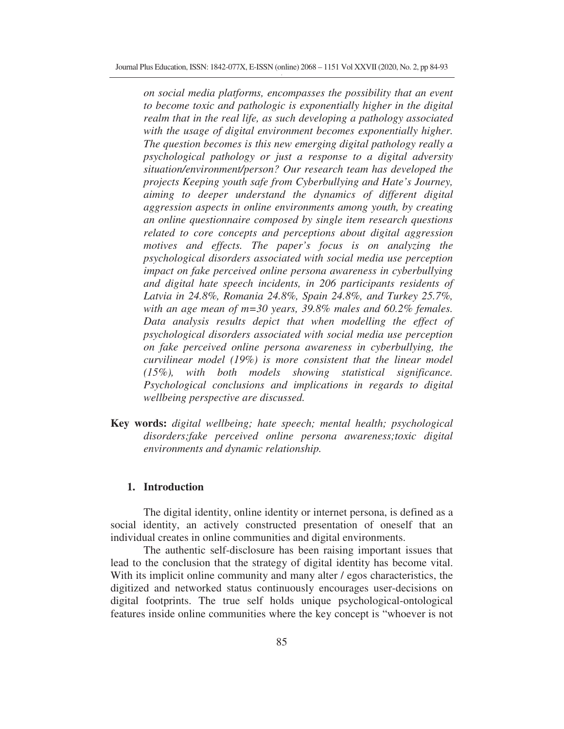*on social media platforms, encompasses the possibility that an event to become toxic and pathologic is exponentially higher in the digital realm that in the real life, as such developing a pathology associated with the usage of digital environment becomes exponentially higher. The question becomes is this new emerging digital pathology really a psychological pathology or just a response to a digital adversity situation/environment/person? Our research team has developed the projects Keeping youth safe from Cyberbullying and Hate's Journey, aiming to deeper understand the dynamics of different digital aggression aspects in online environments among youth, by creating an online questionnaire composed by single item research questions related to core concepts and perceptions about digital aggression motives and effects. The paper's focus is on analyzing the psychological disorders associated with social media use perception impact on fake perceived online persona awareness in cyberbullying and digital hate speech incidents, in 206 participants residents of Latvia in 24.8%, Romania 24.8%, Spain 24.8%, and Turkey 25.7%, with an age mean of m=30 years, 39.8% males and 60.2% females. Data analysis results depict that when modelling the effect of psychological disorders associated with social media use perception on fake perceived online persona awareness in cyberbullying, the curvilinear model (19%) is more consistent that the linear model (15%), with both models showing statistical significance. Psychological conclusions and implications in regards to digital wellbeing perspective are discussed.*

**Key words:** *digital wellbeing; hate speech; mental health; psychological disorders;fake perceived online persona awareness;toxic digital environments and dynamic relationship.*

## 1. Introduction

The digital identity, online identity or internet persona, is defined as a social identity, an actively constructed presentation of oneself that an individual creates in online communities and digital environments.

The authentic self-disclosure has been raising important issues that lead to the conclusion that the strategy of digital identity has become vital. With its implicit online community and many alter / egos characteristics, the digitized and networked status continuously encourages user-decisions on digital footprints. The true self holds unique psychological-ontological features inside online communities where the key concept is "whoever is not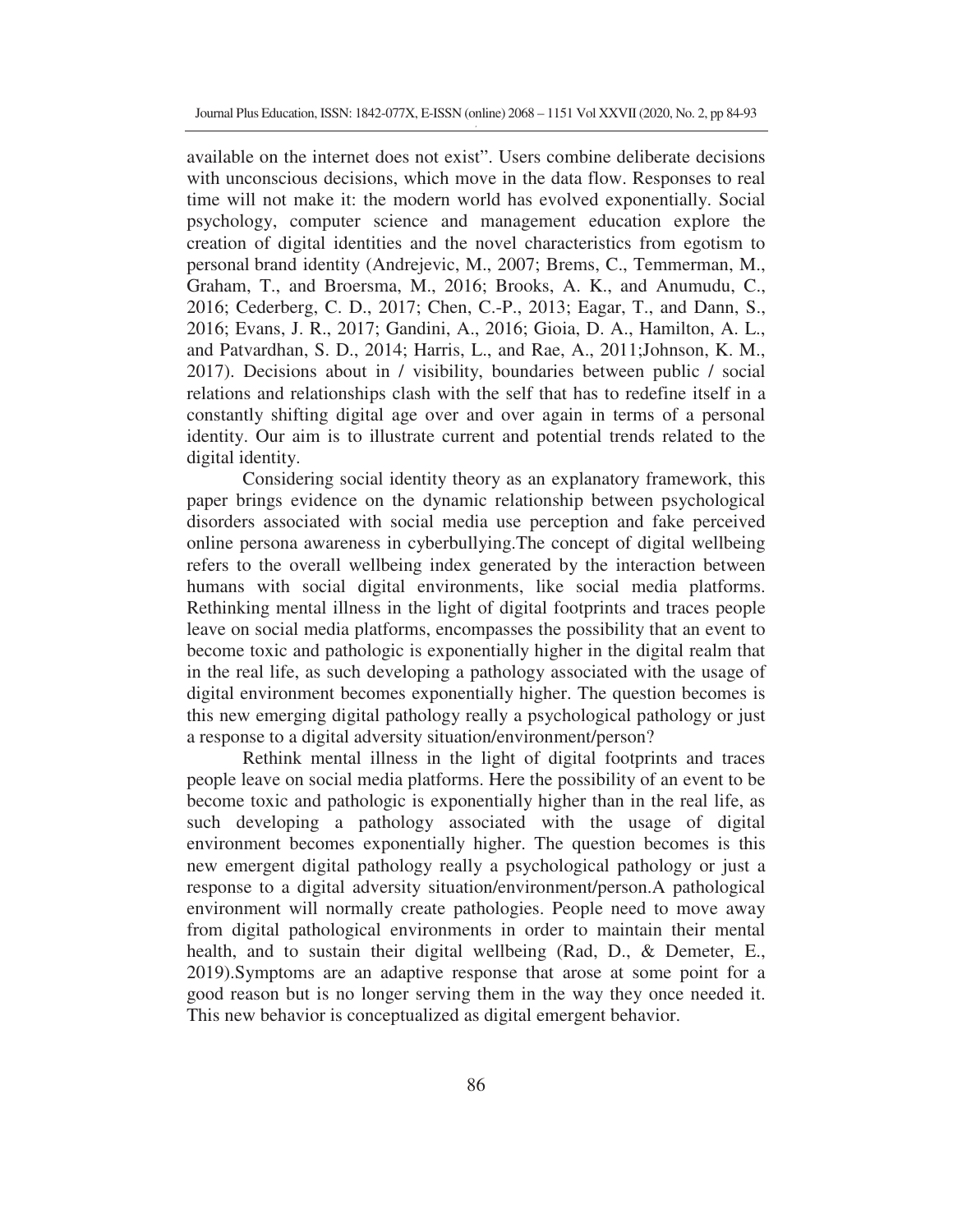available on the internet does not exist". Users combine deliberate decisions with unconscious decisions, which move in the data flow. Responses to real time will not make it: the modern world has evolved exponentially. Social psychology, computer science and management education explore the creation of digital identities and the novel characteristics from egotism to personal brand identity (Andrejevic, M., 2007; Brems, C., Temmerman, M., Graham, T., and Broersma, M., 2016; Brooks, A. K., and Anumudu, C., 2016; Cederberg, C. D., 2017; Chen, C.-P., 2013; Eagar, T., and Dann, S., 2016; Evans, J. R., 2017; Gandini, A., 2016; Gioia, D. A., Hamilton, A. L., and Patvardhan, S. D., 2014; Harris, L., and Rae, A., 2011;Johnson, K. M., 2017). Decisions about in / visibility, boundaries between public / social relations and relationships clash with the self that has to redefine itself in a constantly shifting digital age over and over again in terms of a personal identity. Our aim is to illustrate current and potential trends related to the digital identity.

Considering social identity theory as an explanatory framework, this paper brings evidence on the dynamic relationship between psychological disorders associated with social media use perception and fake perceived online persona awareness in cyberbullying.The concept of digital wellbeing refers to the overall wellbeing index generated by the interaction between humans with social digital environments, like social media platforms. Rethinking mental illness in the light of digital footprints and traces people leave on social media platforms, encompasses the possibility that an event to become toxic and pathologic is exponentially higher in the digital realm that in the real life, as such developing a pathology associated with the usage of digital environment becomes exponentially higher. The question becomes is this new emerging digital pathology really a psychological pathology or just a response to a digital adversity situation/environment/person?

Rethink mental illness in the light of digital footprints and traces people leave on social media platforms. Here the possibility of an event to be become toxic and pathologic is exponentially higher than in the real life, as such developing a pathology associated with the usage of digital environment becomes exponentially higher. The question becomes is this new emergent digital pathology really a psychological pathology or just a response to a digital adversity situation/environment/person.A pathological environment will normally create pathologies. People need to move away from digital pathological environments in order to maintain their mental health, and to sustain their digital wellbeing (Rad, D., & Demeter, E., 2019).Symptoms are an adaptive response that arose at some point for a good reason but is no longer serving them in the way they once needed it. This new behavior is conceptualized as digital emergent behavior.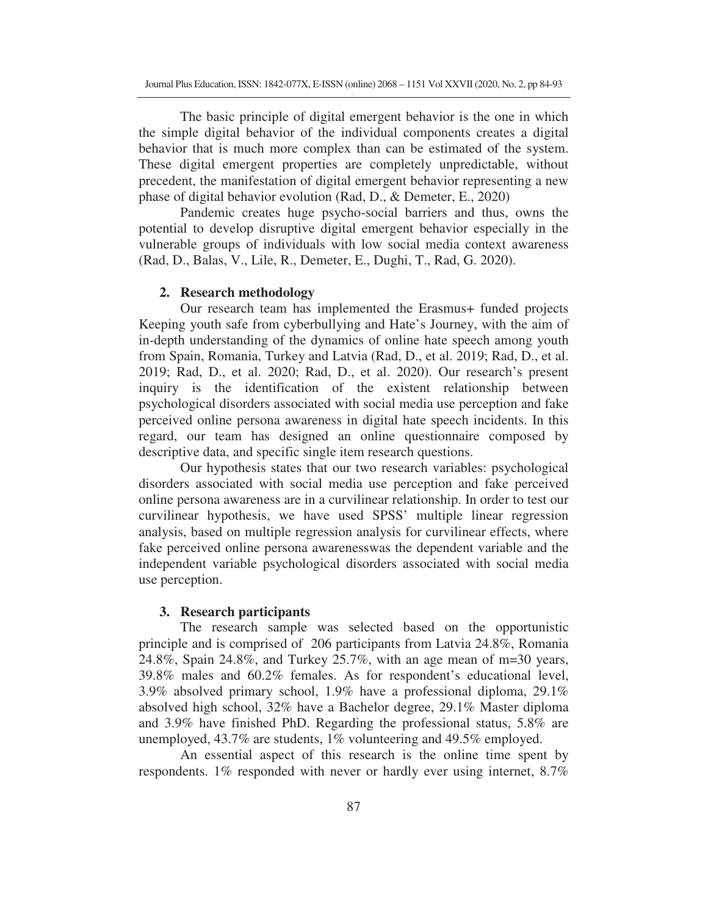The basic principle of digital emergent behavior is the one in which the simple digital behavior of the individual components creates a digital behavior that is much more complex than can be estimated of the system. These digital emergent properties are completely unpredictable, without precedent, the manifestation of digital emergent behavior representing a new phase of digital behavior evolution (Rad, D., & Demeter, E., 2020)

Pandemic creates huge psycho-social barriers and thus, owns the potential to develop disruptive digital emergent behavior especially in the vulnerable groups of individuals with low social media context awareness (Rad, D., Balas, V., Lile, R., Demeter, E., Dughi, T., Rad, G. 2020).

## 2. Research methodology

Our research team has implemented the Erasmus+ funded projects Keeping youth safe from cyberbullying and Hate's Journey, with the aim of in-depth understanding of the dynamics of online hate speech among youth from Spain, Romania, Turkey and Latvia (Rad, D., et al. 2019; Rad, D., et al. 2019; Rad, D., et al. 2020; Rad, D., et al. 2020). Our research's present inquiry is the identification of the existent relationship between psychological disorders associated with social media use perception and fake perceived online persona awareness in digital hate speech incidents. In this regard, our team has designed an online questionnaire composed by descriptive data, and specific single item research questions.

Our hypothesis states that our two research variables: psychological disorders associated with social media use perception and fake perceived online persona awareness are in a curvilinear relationship. In order to test our curvilinear hypothesis, we have used SPSS' multiple linear regression analysis, based on multiple regression analysis for curvilinear effects, where fake perceived online persona awarenesswas the dependent variable and the independent variable psychological disorders associated with social media use perception.

## 3. Research participants

The research sample was selected based on the opportunistic principle and is comprised of 206 participants from Latvia 24.8%, Romania 24.8%, Spain 24.8%, and Turkey 25.7%, with an age mean of m=30 years, 39.8% males and 60.2% females. As for respondent's educational level, 3.9% absolved primary school, 1.9% have a professional diploma, 29.1% absolved high school, 32% have a Bachelor degree, 29.1% Master diploma and 3.9% have finished PhD. Regarding the professional status, 5.8% are unemployed, 43.7% are students, 1% volunteering and 49.5% employed.

An essential aspect of this research is the online time spent by respondents. 1% responded with never or hardly ever using internet, 8.7%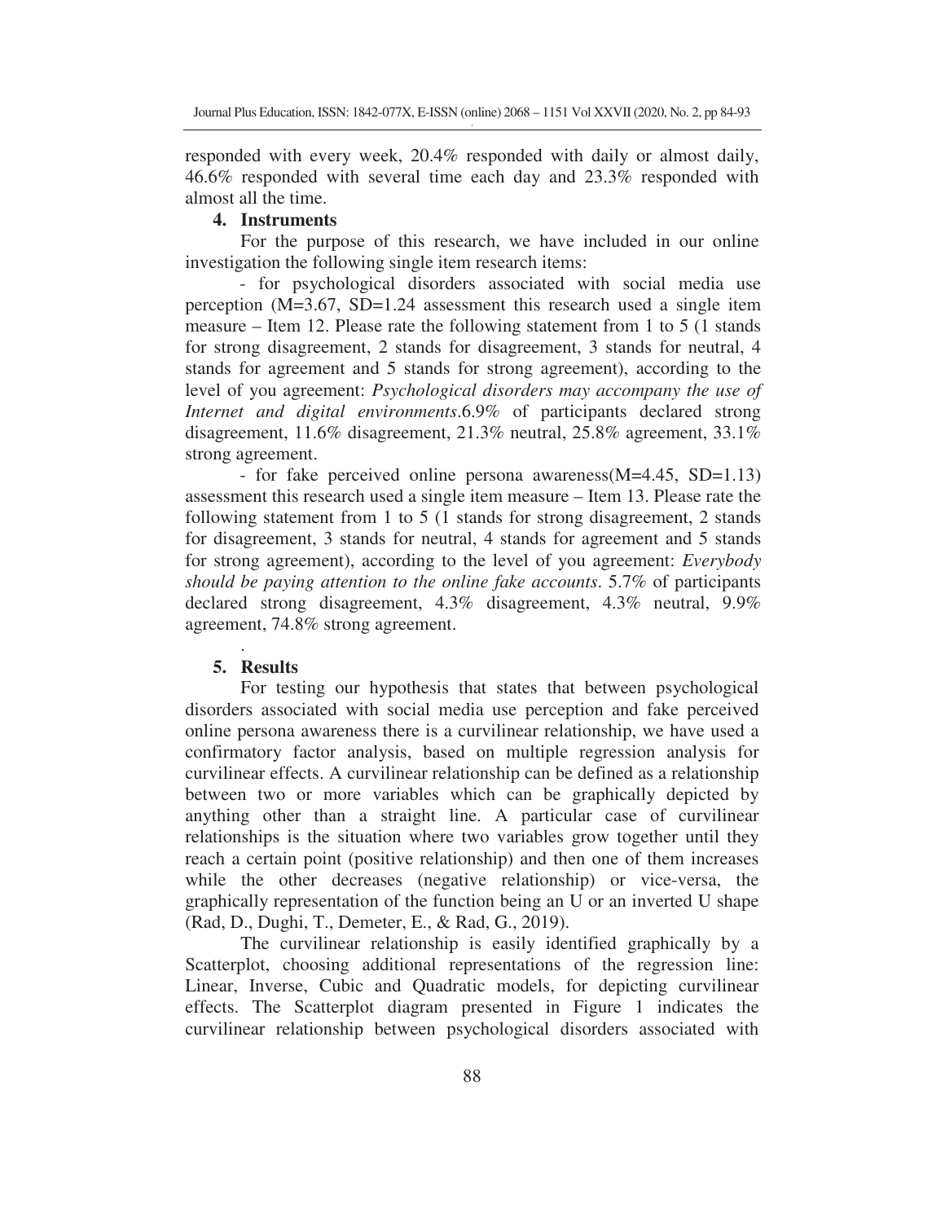responded with every week, 20.4% responded with daily or almost daily, 46.6% responded with several time each day and 23.3% responded with almost all the time.

## 4. Instruments

For the purpose of this research, we have included in our online investigation the following single item research items:

- for psychological disorders associated with social media use perception (M=3.67, SD=1.24 assessment this research used a single item measure – Item 12. Please rate the following statement from 1 to 5 (1 stands for strong disagreement, 2 stands for disagreement, 3 stands for neutral, 4 stands for agreement and 5 stands for strong agreement), according to the level of you agreement: *Psychological disorders may accompany the use of Internet and digital environments*.6.9% of participants declared strong disagreement, 11.6% disagreement, 21.3% neutral, 25.8% agreement, 33.1% strong agreement.

- for fake perceived online persona awareness(M=4.45, SD=1.13) assessment this research used a single item measure – Item 13. Please rate the following statement from 1 to 5 (1 stands for strong disagreement, 2 stands for disagreement, 3 stands for neutral, 4 stands for agreement and 5 stands for strong agreement), according to the level of you agreement: *Everybody should be paying attention to the online fake accounts*. 5.7% of participants declared strong disagreement, 4.3% disagreement, 4.3% neutral, 9.9% agreement, 74.8% strong agreement.

## 5. Results

For testing our hypothesis that states that between psychological disorders associated with social media use perception and fake perceived online persona awareness there is a curvilinear relationship, we have used a confirmatory factor analysis, based on multiple regression analysis for curvilinear effects. A curvilinear relationship can be defined as a relationship between two or more variables which can be graphically depicted by anything other than a straight line. A particular case of curvilinear relationships is the situation where two variables grow together until they reach a certain point (positive relationship) and then one of them increases while the other decreases (negative relationship) or vice-versa, the graphically representation of the function being an U or an inverted U shape (Rad, D., Dughi, T., Demeter, E., & Rad, G., 2019).

The curvilinear relationship is easily identified graphically by a Scatterplot, choosing additional representations of the regression line: Linear, Inverse, Cubic and Quadratic models, for depicting curvilinear effects. The Scatterplot diagram presented in Figure 1 indicates the curvilinear relationship between psychological disorders associated with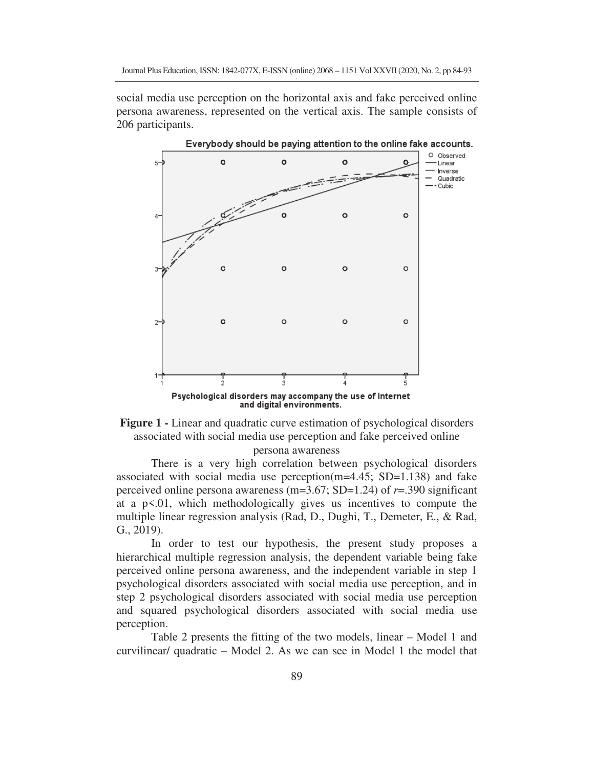social media use perception on the horizontal axis and fake perceived online persona awareness, represented on the vertical axis. The sample consists of 206 participants.

**Figure 1 -** Linear and quadratic curve estimation of psychological disorders associated with social media use perception and fake perceived online persona awareness

There is a very high correlation between psychological disorders associated with social media use perception(m=4.45; SD=1.138) and fake perceived online persona awareness (m=3.67; SD=1.24) of $r$=.390 significant at a $p<.01$, which methodologically gives us incentives to compute the multiple linear regression analysis (Rad, D., Dughi, T., Demeter, E., & Rad, G., 2019).

In order to test our hypothesis, the present study proposes a hierarchical multiple regression analysis, the dependent variable being fake perceived online persona awareness, and the independent variable in step 1 psychological disorders associated with social media use perception, and in step 2 psychological disorders associated with social media use perception and squared psychological disorders associated with social media use perception.

Table 2 presents the fitting of the two models, linear – Model 1 and curvilinear/ quadratic – Model 2. As we can see in Model 1 the model that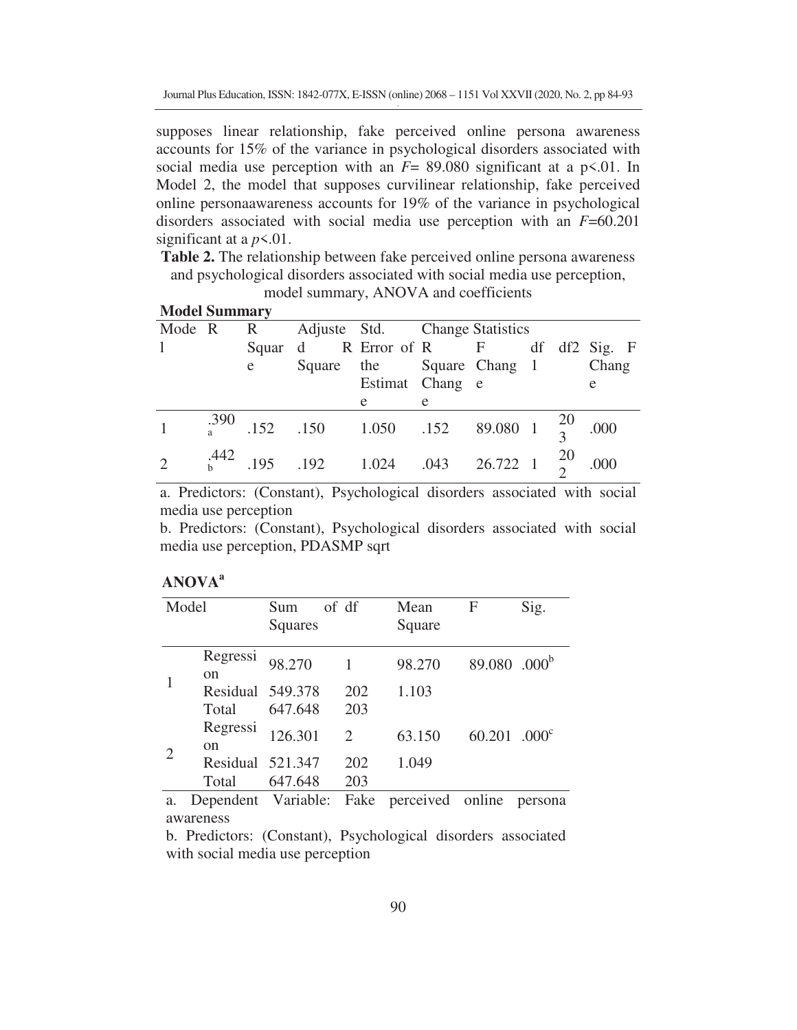supposes linear relationship, fake perceived online persona awareness accounts for 15% of the variance in psychological disorders associated with social media use perception with an $F$= 89.080 significant at a p<.01. In Model 2, the model that supposes curvilinear relationship, fake perceived online personaawareness accounts for 19% of the variance in psychological disorders associated with social media use perception with an $F$=60.201 significant at a $p$<.01.

**Table 2.** The relationship between fake perceived online persona awareness and psychological disorders associated with social media use perception, model summary, ANOVA and coefficients

**Model Summary**

| Model | R | R Square | Adjusted R Square | Std. Error of the Estimate | Change Statistics | | | | |
|---|---|---|---|---|---|---|---|---|---|
| | | | | | R Square Change | F Change | df1 | df2 | Sig. F Change |
| 1 | .390[a] | .152 | .150 | 1.050 | .152 | 89.080 | 1 | 203 | .000 |
| 2 | .442[b] | .195 | .192 | 1.024 | .043 | 26.722 | 1 | 202 | .000 |

a. Predictors: (Constant), Psychological disorders associated with social media use perception

b. Predictors: (Constant), Psychological disorders associated with social media use perception, PDASMP sqrt

**ANOVA[a]**

| Model | | Sum of Squares | df | Mean Square | F | Sig. |
|---|---|---|---|---|---|---|
| 1 | Regression | 98.270 | 1 | 98.270 | 89.080 | .000[b] |
| | Residual | 549.378 | 202 | 1.103 | | |
| | Total | 647.648 | 203 | | | |
| 2 | Regression | 126.301 | 2 | 63.150 | 60.201 | .000[c] |
| | Residual | 521.347 | 202 | 1.049 | | |
| | Total | 647.648 | 203 | | | |

a. Dependent Variable: Fake perceived online persona awareness

b. Predictors: (Constant), Psychological disorders associated with social media use perception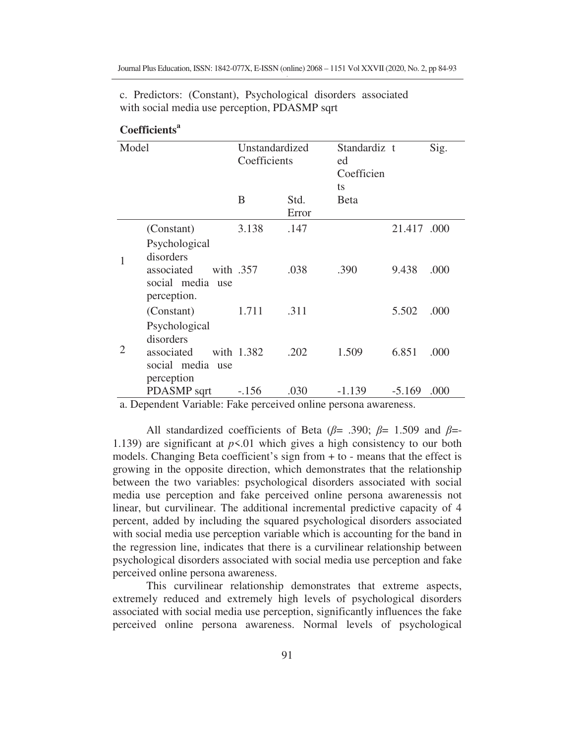c. Predictors: (Constant), Psychological disorders associated with social media use perception, PDASMP sqrt

**Coefficients**[a]

| Model | | Unstandardized Coefficients | | Standardized Coefficients | t | Sig. |
|---|---|---|---|---|---|---|
| | | B | Std. Error | Beta | | |
| 1 | (Constant) | 3.138 | .147 | | 21.417 | .000 |
| | Psychological disorders associated with social media use perception. | .357 | .038 | .390 | 9.438 | .000 |
| 2 | (Constant) | 1.711 | .311 | | 5.502 | .000 |
| | Psychological disorders associated with social media use perception | 1.382 | .202 | 1.509 | 6.851 | .000 |
| | PDASMP sqrt | -.156 | .030 | -1.139 | -5.169 | .000 |

a. Dependent Variable: Fake perceived online persona awareness.

All standardized coefficients of Beta (*β*= .390; *β*= 1.509 and *β*=-1.139) are significant at $p<.01$ which gives a high consistency to our both models. Changing Beta coefficient's sign from + to - means that the effect is growing in the opposite direction, which demonstrates that the relationship between the two variables: psychological disorders associated with social media use perception and fake perceived online persona awarenessis not linear, but curvilinear. The additional incremental predictive capacity of 4 percent, added by including the squared psychological disorders associated with social media use perception variable which is accounting for the band in the regression line, indicates that there is a curvilinear relationship between psychological disorders associated with social media use perception and fake perceived online persona awareness.

This curvilinear relationship demonstrates that extreme aspects, extremely reduced and extremely high levels of psychological disorders associated with social media use perception, significantly influences the fake perceived online persona awareness. Normal levels of psychological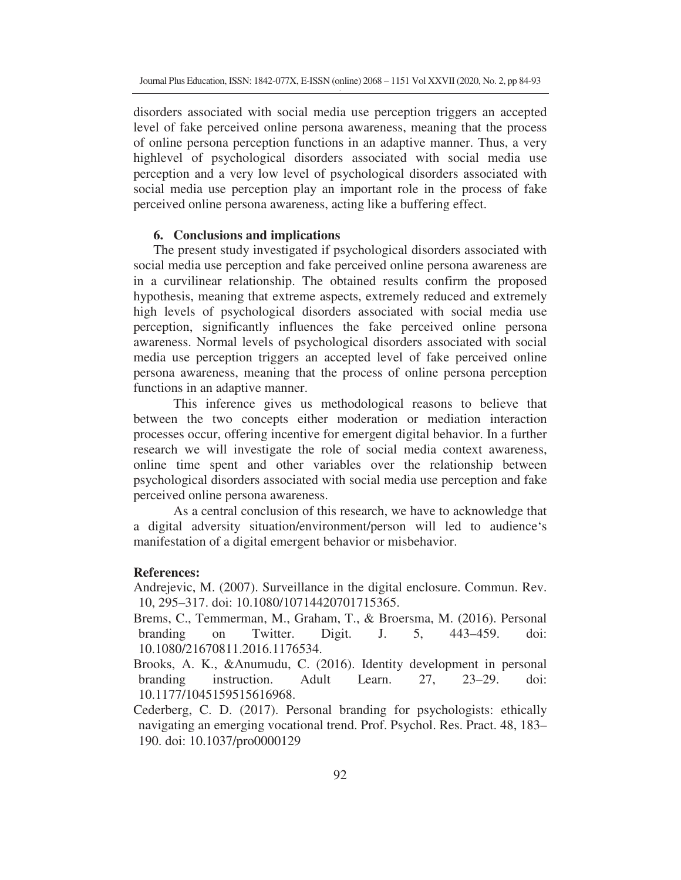disorders associated with social media use perception triggers an accepted level of fake perceived online persona awareness, meaning that the process of online persona perception functions in an adaptive manner. Thus, a very highlevel of psychological disorders associated with social media use perception and a very low level of psychological disorders associated with social media use perception play an important role in the process of fake perceived online persona awareness, acting like a buffering effect.

## 6. Conclusions and implications

The present study investigated if psychological disorders associated with social media use perception and fake perceived online persona awareness are in a curvilinear relationship. The obtained results confirm the proposed hypothesis, meaning that extreme aspects, extremely reduced and extremely high levels of psychological disorders associated with social media use perception, significantly influences the fake perceived online persona awareness. Normal levels of psychological disorders associated with social media use perception triggers an accepted level of fake perceived online persona awareness, meaning that the process of online persona perception functions in an adaptive manner.

This inference gives us methodological reasons to believe that between the two concepts either moderation or mediation interaction processes occur, offering incentive for emergent digital behavior. In a further research we will investigate the role of social media context awareness, online time spent and other variables over the relationship between psychological disorders associated with social media use perception and fake perceived online persona awareness.

As a central conclusion of this research, we have to acknowledge that a digital adversity situation/environment/person will led to audience's manifestation of a digital emergent behavior or misbehavior.

## References:

Andrejevic, M. (2007). Surveillance in the digital enclosure. Commun. Rev. 10, 295–317. doi: 10.1080/10714420701715365.

Brems, C., Temmerman, M., Graham, T., & Broersma, M. (2016). Personal branding on Twitter. Digit. J. 5, 443–459. doi: 10.1080/21670811.2016.1176534.

Brooks, A. K., &Anumudu, C. (2016). Identity development in personal branding instruction. Adult Learn. 27, 23–29. doi: 10.1177/1045159515616968.

Cederberg, C. D. (2017). Personal branding for psychologists: ethically navigating an emerging vocational trend. Prof. Psychol. Res. Pract. 48, 183–190. doi: 10.1037/pro0000129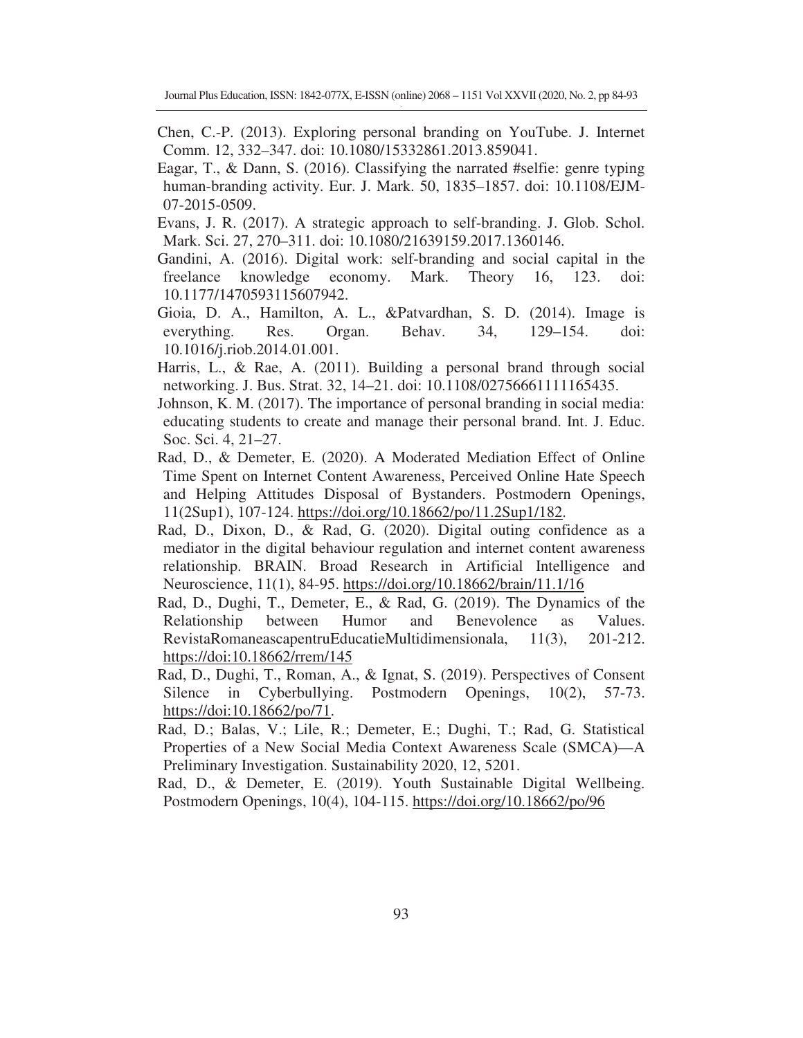Chen, C.-P. (2013). Exploring personal branding on YouTube. J. Internet Comm. 12, 332–347. doi: 10.1080/15332861.2013.859041.

Eagar, T., & Dann, S. (2016). Classifying the narrated #selfie: genre typing human-branding activity. Eur. J. Mark. 50, 1835–1857. doi: 10.1108/EJM-07-2015-0509.

Evans, J. R. (2017). A strategic approach to self-branding. J. Glob. Schol. Mark. Sci. 27, 270–311. doi: 10.1080/21639159.2017.1360146.

Gandini, A. (2016). Digital work: self-branding and social capital in the freelance knowledge economy. Mark. Theory 16, 123. doi: 10.1177/1470593115607942.

Gioia, D. A., Hamilton, A. L., &Patvardhan, S. D. (2014). Image is everything. Res. Organ. Behav. 34, 129–154. doi: 10.1016/j.riob.2014.01.001.

Harris, L., & Rae, A. (2011). Building a personal brand through social networking. J. Bus. Strat. 32, 14–21. doi: 10.1108/02756661111165435.

Johnson, K. M. (2017). The importance of personal branding in social media: educating students to create and manage their personal brand. Int. J. Educ. Soc. Sci. 4, 21–27.

Rad, D., & Demeter, E. (2020). A Moderated Mediation Effect of Online Time Spent on Internet Content Awareness, Perceived Online Hate Speech and Helping Attitudes Disposal of Bystanders. Postmodern Openings, 11(2Sup1), 107-124. https://doi.org/10.18662/po/11.2Sup1/182.

Rad, D., Dixon, D., & Rad, G. (2020). Digital outing confidence as a mediator in the digital behaviour regulation and internet content awareness relationship. BRAIN. Broad Research in Artificial Intelligence and Neuroscience, 11(1), 84-95. https://doi.org/10.18662/brain/11.1/16

Rad, D., Dughi, T., Demeter, E., & Rad, G. (2019). The Dynamics of the Relationship between Humor and Benevolence as Values. RevistaRomaneascapentruEducatieMultidimensionala, 11(3), 201-212. https://doi:10.18662/rrem/145

Rad, D., Dughi, T., Roman, A., & Ignat, S. (2019). Perspectives of Consent Silence in Cyberbullying. Postmodern Openings, 10(2), 57-73. https://doi:10.18662/po/71.

Rad, D.; Balas, V.; Lile, R.; Demeter, E.; Dughi, T.; Rad, G. Statistical Properties of a New Social Media Context Awareness Scale (SMCA)—A Preliminary Investigation. Sustainability 2020, 12, 5201.

Rad, D., & Demeter, E. (2019). Youth Sustainable Digital Wellbeing. Postmodern Openings, 10(4), 104-115. https://doi.org/10.18662/po/96